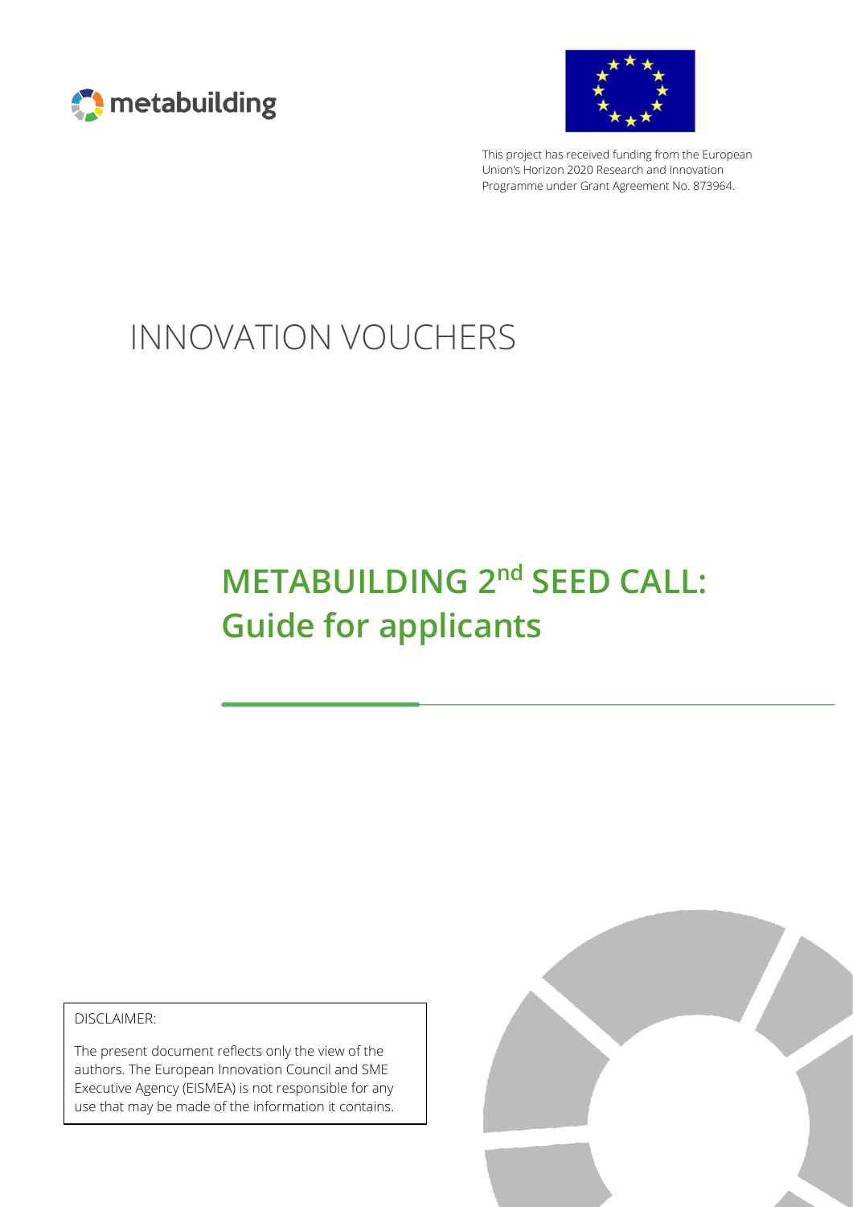metabuilding

This project has received funding from the European Union's Horizon 2020 Research and Innovation Programme under Grant Agreement No. 873964.

INNOVATION VOUCHERS

# METABUILDING 2nd SEED CALL: Guide for applicants

DISCLAIMER:

The present document reflects only the view of the authors. The European Innovation Council and SME Executive Agency (EISMEA) is not responsible for any use that may be made of the information it contains.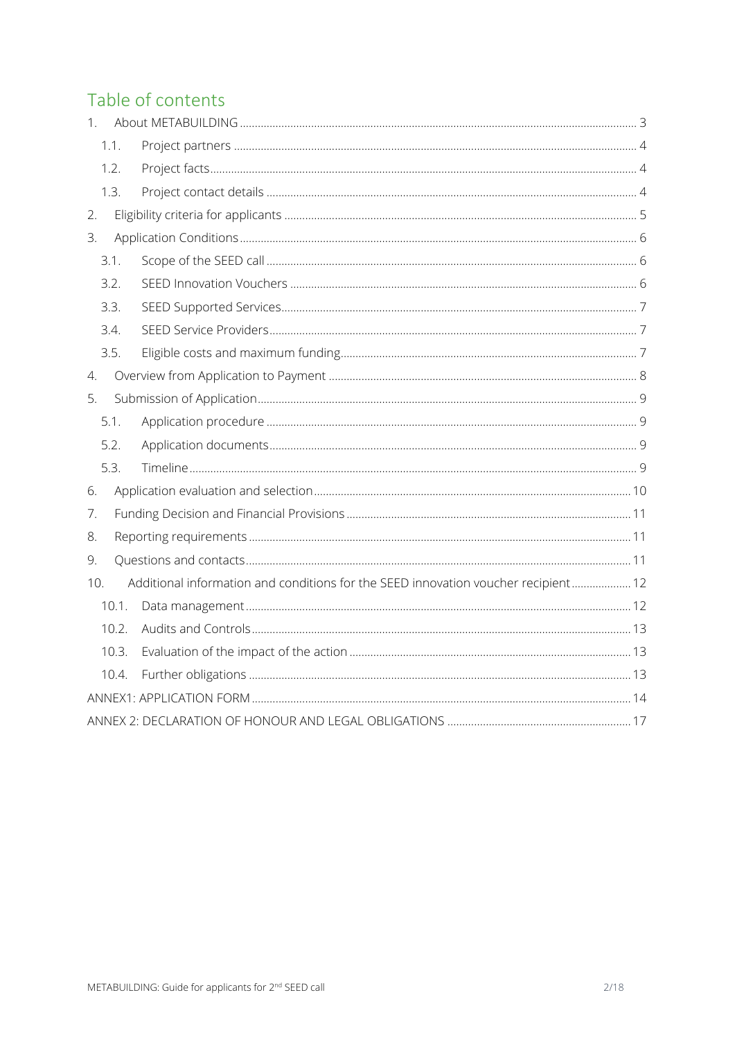# Table of contents

1. About METABUILDING ... 3
   - 1.1. Project partners ... 4
   - 1.2. Project facts ... 4
   - 1.3. Project contact details ... 4
2. Eligibility criteria for applicants ... 5
3. Application Conditions ... 6
   - 3.1. Scope of the SEED call ... 6
   - 3.2. SEED Innovation Vouchers ... 6
   - 3.3. SEED Supported Services ... 7
   - 3.4. SEED Service Providers ... 7
   - 3.5. Eligible costs and maximum funding ... 7
4. Overview from Application to Payment ... 8
5. Submission of Application ... 9
   - 5.1. Application procedure ... 9
   - 5.2. Application documents ... 9
   - 5.3. Timeline ... 9
6. Application evaluation and selection ... 10
7. Funding Decision and Financial Provisions ... 11
8. Reporting requirements ... 11
9. Questions and contacts ... 11
10. Additional information and conditions for the SEED innovation voucher recipient ... 12
    - 10.1. Data management ... 12
    - 10.2. Audits and Controls ... 13
    - 10.3. Evaluation of the impact of the action ... 13
    - 10.4. Further obligations ... 13

ANNEX1: APPLICATION FORM ... 14

ANNEX 2: DECLARATION OF HONOUR AND LEGAL OBLIGATIONS ... 17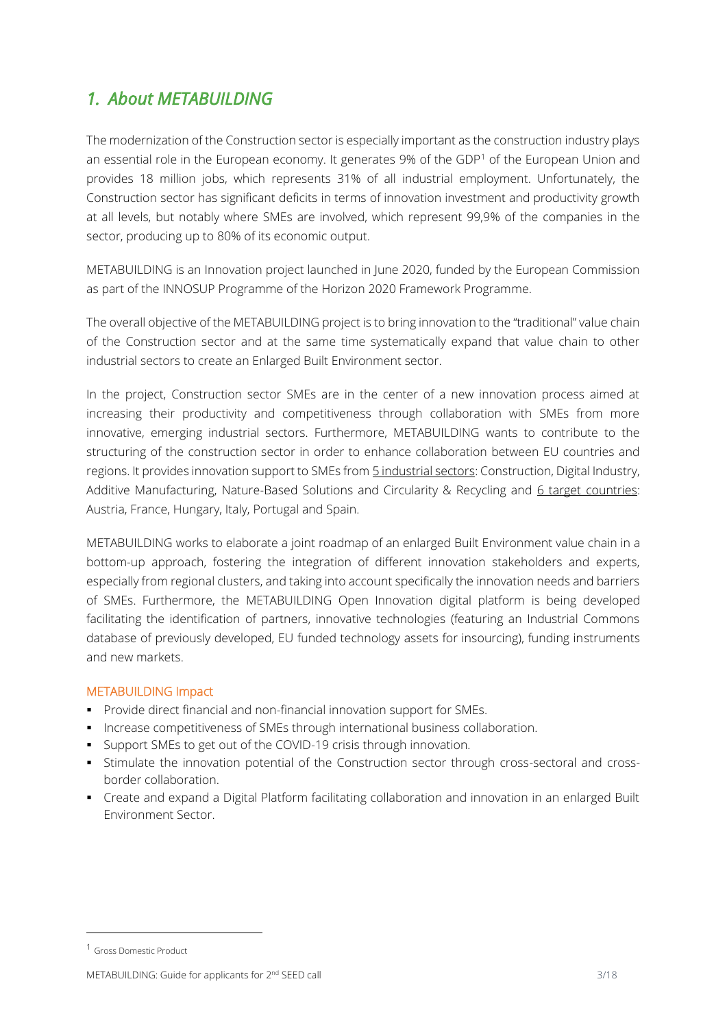# *1. About METABUILDING*

The modernization of the Construction sector is especially important as the construction industry plays an essential role in the European economy. It generates 9% of the GDP[1] of the European Union and provides 18 million jobs, which represents 31% of all industrial employment. Unfortunately, the Construction sector has significant deficits in terms of innovation investment and productivity growth at all levels, but notably where SMEs are involved, which represent 99,9% of the companies in the sector, producing up to 80% of its economic output.

METABUILDING is an Innovation project launched in June 2020, funded by the European Commission as part of the INNOSUP Programme of the Horizon 2020 Framework Programme.

The overall objective of the METABUILDING project is to bring innovation to the "traditional" value chain of the Construction sector and at the same time systematically expand that value chain to other industrial sectors to create an Enlarged Built Environment sector.

In the project, Construction sector SMEs are in the center of a new innovation process aimed at increasing their productivity and competitiveness through collaboration with SMEs from more innovative, emerging industrial sectors. Furthermore, METABUILDING wants to contribute to the structuring of the construction sector in order to enhance collaboration between EU countries and regions. It provides innovation support to SMEs from 5 industrial sectors: Construction, Digital Industry, Additive Manufacturing, Nature-Based Solutions and Circularity & Recycling and 6 target countries: Austria, France, Hungary, Italy, Portugal and Spain.

METABUILDING works to elaborate a joint roadmap of an enlarged Built Environment value chain in a bottom-up approach, fostering the integration of different innovation stakeholders and experts, especially from regional clusters, and taking into account specifically the innovation needs and barriers of SMEs. Furthermore, the METABUILDING Open Innovation digital platform is being developed facilitating the identification of partners, innovative technologies (featuring an Industrial Commons database of previously developed, EU funded technology assets for insourcing), funding instruments and new markets.

### METABUILDING Impact

- Provide direct financial and non-financial innovation support for SMEs.
- Increase competitiveness of SMEs through international business collaboration.
- Support SMEs to get out of the COVID-19 crisis through innovation.
- Stimulate the innovation potential of the Construction sector through cross-sectoral and cross-border collaboration.
- Create and expand a Digital Platform facilitating collaboration and innovation in an enlarged Built Environment Sector.

[1] Gross Domestic Product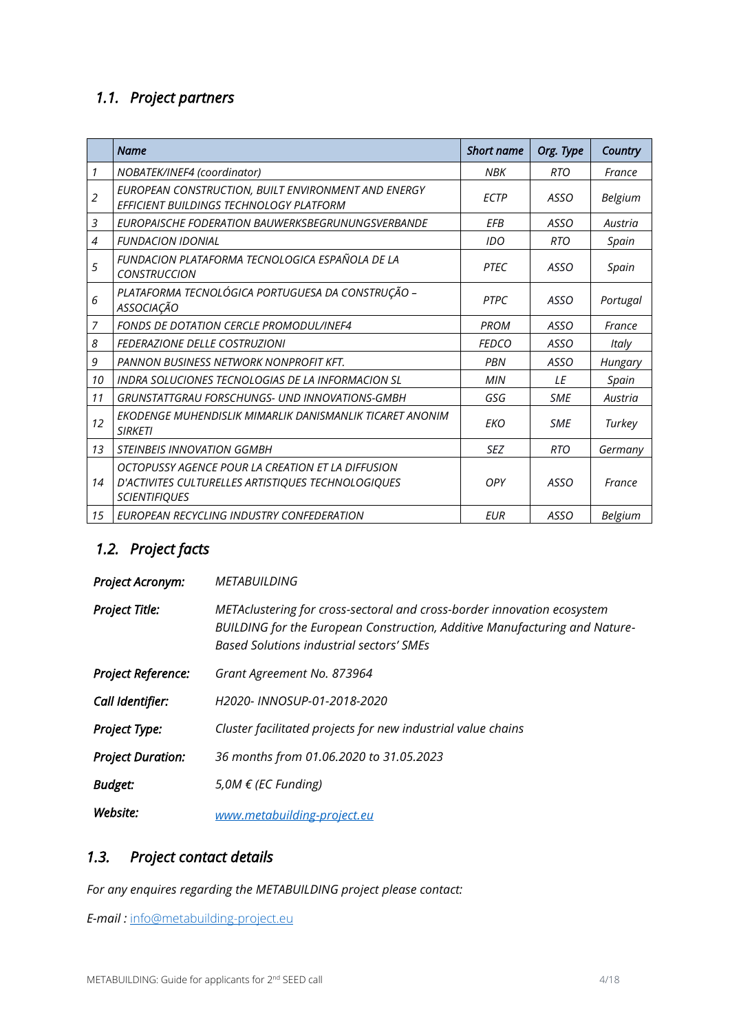## *1.1. Project partners*

| | *Name* | *Short name* | *Org. Type* | *Country* |
|---|---|---|---|---|
| *1* | *NOBATEK/INEF4 (coordinator)* | *NBK* | *RTO* | *France* |
| *2* | *EUROPEAN CONSTRUCTION, BUILT ENVIRONMENT AND ENERGY EFFICIENT BUILDINGS TECHNOLOGY PLATFORM* | *ECTP* | *ASSO* | *Belgium* |
| *3* | *EUROPAISCHE FODERATION BAUWERKSBEGRUNUNGSVERBANDE* | *EFB* | *ASSO* | *Austria* |
| *4* | *FUNDACION IDONIAL* | *IDO* | *RTO* | *Spain* |
| *5* | *FUNDACION PLATAFORMA TECNOLOGICA ESPAÑOLA DE LA CONSTRUCCION* | *PTEC* | *ASSO* | *Spain* |
| *6* | *PLATAFORMA TECNOLÓGICA PORTUGUESA DA CONSTRUÇÃO – ASSOCIAÇÃO* | *PTPC* | *ASSO* | *Portugal* |
| *7* | *FONDS DE DOTATION CERCLE PROMODUL/INEF4* | *PROM* | *ASSO* | *France* |
| *8* | *FEDERAZIONE DELLE COSTRUZIONI* | *FEDCO* | *ASSO* | *Italy* |
| *9* | *PANNON BUSINESS NETWORK NONPROFIT KFT.* | *PBN* | *ASSO* | *Hungary* |
| *10* | *INDRA SOLUCIONES TECNOLOGIAS DE LA INFORMACION SL* | *MIN* | *LE* | *Spain* |
| *11* | *GRUNSTATTGRAU FORSCHUNGS- UND INNOVATIONS-GMBH* | *GSG* | *SME* | *Austria* |
| *12* | *EKODENGE MUHENDISLIK MIMARLIK DANISMANLIK TICARET ANONIM SIRKETI* | *EKO* | *SME* | *Turkey* |
| *13* | *STEINBEIS INNOVATION GGMBH* | *SEZ* | *RTO* | *Germany* |
| *14* | *OCTOPUSSY AGENCE POUR LA CREATION ET LA DIFFUSION D'ACTIVITES CULTURELLES ARTISTIQUES TECHNOLOGIQUES SCIENTIFIQUES* | *OPY* | *ASSO* | *France* |
| *15* | *EUROPEAN RECYCLING INDUSTRY CONFEDERATION* | *EUR* | *ASSO* | *Belgium* |

## *1.2. Project facts*

***Project Acronym:*** *METABUILDING*

***Project Title:*** *METAclustering for cross-sectoral and cross-border innovation ecosystem BUILDING for the European Construction, Additive Manufacturing and Nature-Based Solutions industrial sectors' SMEs*

***Project Reference:*** *Grant Agreement No. 873964*

***Call Identifier:*** *H2020- INNOSUP-01-2018-2020*

***Project Type:*** *Cluster facilitated projects for new industrial value chains*

***Project Duration:*** *36 months from 01.06.2020 to 31.05.2023*

***Budget:*** *5,0M € (EC Funding)*

***Website:*** *www.metabuilding-project.eu*

## *1.3. Project contact details*

*For any enquires regarding the METABUILDING project please contact:*

*E-mail :* info@metabuilding-project.eu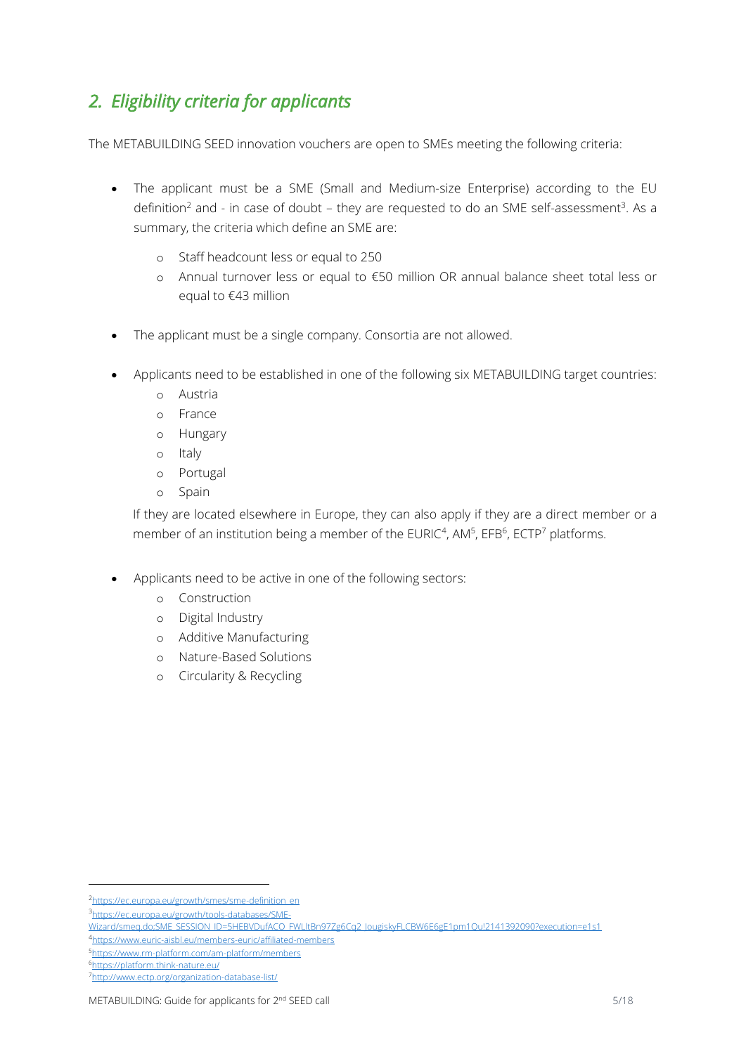## *2. Eligibility criteria for applicants*

The METABUILDING SEED innovation vouchers are open to SMEs meeting the following criteria:

- The applicant must be a SME (Small and Medium-size Enterprise) according to the EU definition[2] and - in case of doubt – they are requested to do an SME self-assessment[3]. As a summary, the criteria which define an SME are:
  - Staff headcount less or equal to 250
  - Annual turnover less or equal to €50 million OR annual balance sheet total less or equal to €43 million
- The applicant must be a single company. Consortia are not allowed.
- Applicants need to be established in one of the following six METABUILDING target countries:
  - Austria
  - France
  - Hungary
  - Italy
  - Portugal
  - Spain

  If they are located elsewhere in Europe, they can also apply if they are a direct member or a member of an institution being a member of the EURIC[4], AM[5], EFB[6], ECTP[7] platforms.
- Applicants need to be active in one of the following sectors:
  - Construction
  - Digital Industry
  - Additive Manufacturing
  - Nature-Based Solutions
  - Circularity & Recycling

---

[2] https://ec.europa.eu/growth/smes/sme-definition_en

[3] https://ec.europa.eu/growth/tools-databases/SME-Wizard/smeq.do;SME_SESSION_ID=5HEBVDufACO_FWLltBn97Zg6Cq2_JougiskyFLCBW6E6gE1pm1Qu!2141392090?execution=e1s1

[4] https://www.euric-aisbl.eu/members-euric/affiliated-members

[5] https://www.rm-platform.com/am-platform/members

[6] https://platform.think-nature.eu/

[7] http://www.ectp.org/organization-database-list/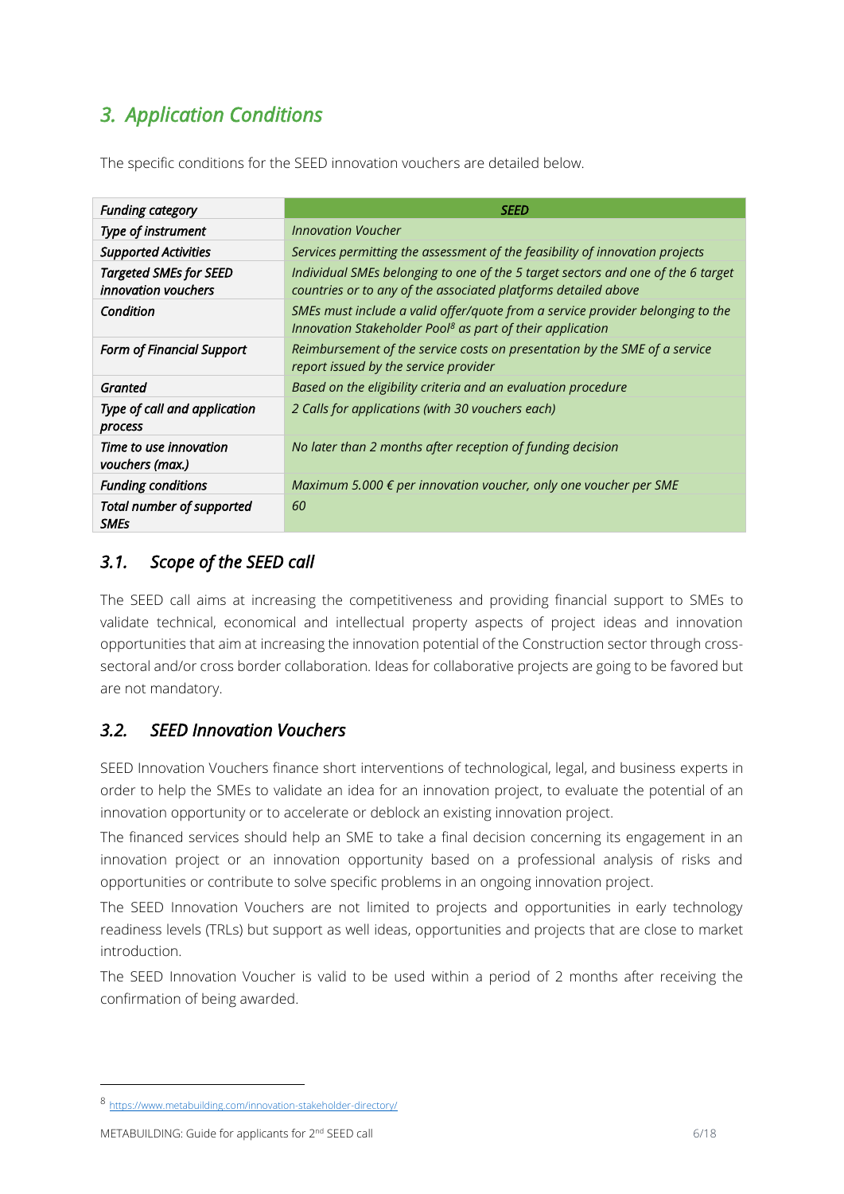## *3. Application Conditions*

The specific conditions for the SEED innovation vouchers are detailed below.

| ***Funding category*** | ***SEED*** |
|---|---|
| ***Type of instrument*** | *Innovation Voucher* |
| ***Supported Activities*** | *Services permitting the assessment of the feasibility of innovation projects* |
| ***Targeted SMEs for SEED innovation vouchers*** | *Individual SMEs belonging to one of the 5 target sectors and one of the 6 target countries or to any of the associated platforms detailed above* |
| ***Condition*** | *SMEs must include a valid offer/quote from a service provider belonging to the Innovation Stakeholder Pool[8] as part of their application* |
| ***Form of Financial Support*** | *Reimbursement of the service costs on presentation by the SME of a service report issued by the service provider* |
| ***Granted*** | *Based on the eligibility criteria and an evaluation procedure* |
| ***Type of call and application process*** | *2 Calls for applications (with 30 vouchers each)* |
| ***Time to use innovation vouchers (max.)*** | *No later than 2 months after reception of funding decision* |
| ***Funding conditions*** | *Maximum 5.000 € per innovation voucher, only one voucher per SME* |
| ***Total number of supported SMEs*** | *60* |

### *3.1. Scope of the SEED call*

The SEED call aims at increasing the competitiveness and providing financial support to SMEs to validate technical, economical and intellectual property aspects of project ideas and innovation opportunities that aim at increasing the innovation potential of the Construction sector through cross-sectoral and/or cross border collaboration. Ideas for collaborative projects are going to be favored but are not mandatory.

### *3.2. SEED Innovation Vouchers*

SEED Innovation Vouchers finance short interventions of technological, legal, and business experts in order to help the SMEs to validate an idea for an innovation project, to evaluate the potential of an innovation opportunity or to accelerate or deblock an existing innovation project.

The financed services should help an SME to take a final decision concerning its engagement in an innovation project or an innovation opportunity based on a professional analysis of risks and opportunities or contribute to solve specific problems in an ongoing innovation project.

The SEED Innovation Vouchers are not limited to projects and opportunities in early technology readiness levels (TRLs) but support as well ideas, opportunities and projects that are close to market introduction.

The SEED Innovation Voucher is valid to be used within a period of 2 months after receiving the confirmation of being awarded.

[8] https://www.metabuilding.com/innovation-stakeholder-directory/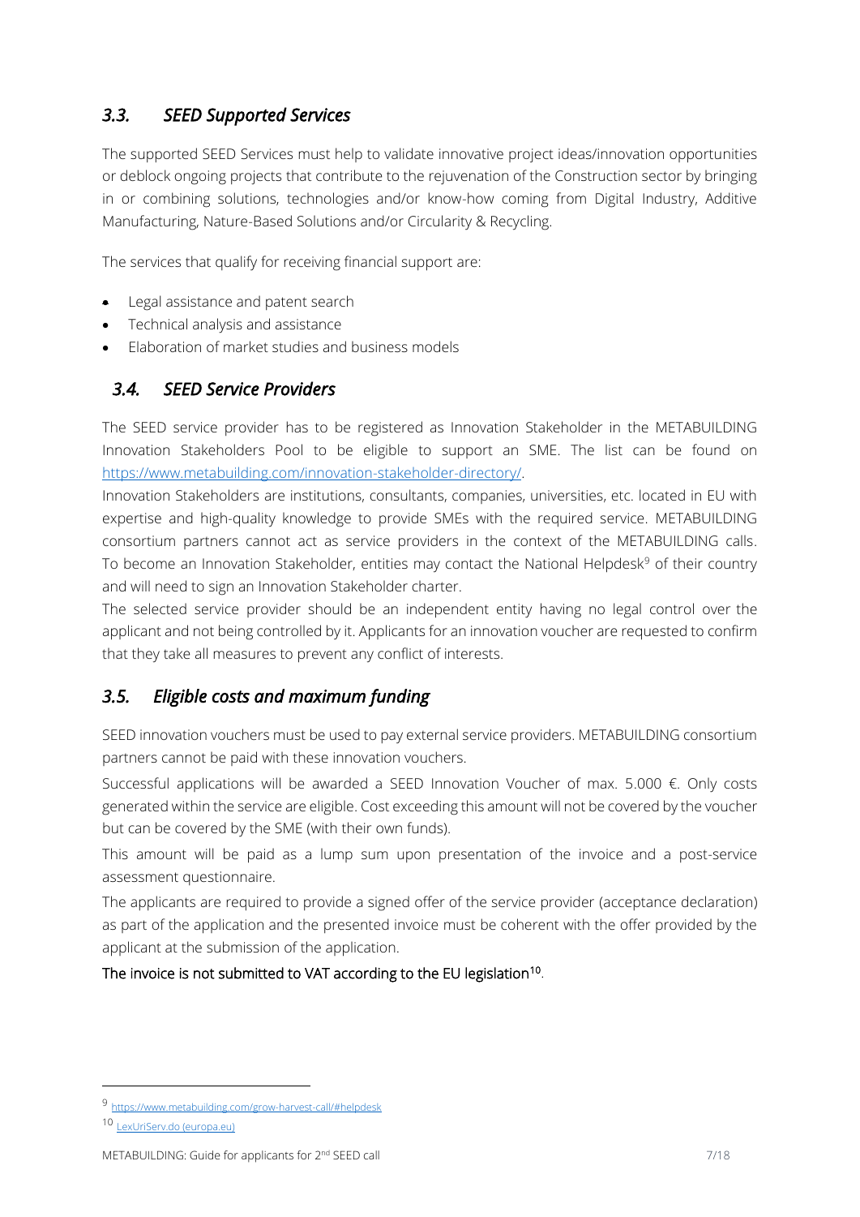## *3.3. SEED Supported Services*

The supported SEED Services must help to validate innovative project ideas/innovation opportunities or deblock ongoing projects that contribute to the rejuvenation of the Construction sector by bringing in or combining solutions, technologies and/or know-how coming from Digital Industry, Additive Manufacturing, Nature-Based Solutions and/or Circularity & Recycling.

The services that qualify for receiving financial support are:

- Legal assistance and patent search
- Technical analysis and assistance
- Elaboration of market studies and business models

## *3.4. SEED Service Providers*

The SEED service provider has to be registered as Innovation Stakeholder in the METABUILDING Innovation Stakeholders Pool to be eligible to support an SME. The list can be found on https://www.metabuilding.com/innovation-stakeholder-directory/.

Innovation Stakeholders are institutions, consultants, companies, universities, etc. located in EU with expertise and high-quality knowledge to provide SMEs with the required service. METABUILDING consortium partners cannot act as service providers in the context of the METABUILDING calls. To become an Innovation Stakeholder, entities may contact the National Helpdesk[9] of their country and will need to sign an Innovation Stakeholder charter.

The selected service provider should be an independent entity having no legal control over the applicant and not being controlled by it. Applicants for an innovation voucher are requested to confirm that they take all measures to prevent any conflict of interests.

## *3.5. Eligible costs and maximum funding*

SEED innovation vouchers must be used to pay external service providers. METABUILDING consortium partners cannot be paid with these innovation vouchers.

Successful applications will be awarded a SEED Innovation Voucher of max. 5.000 €. Only costs generated within the service are eligible. Cost exceeding this amount will not be covered by the voucher but can be covered by the SME (with their own funds).

This amount will be paid as a lump sum upon presentation of the invoice and a post-service assessment questionnaire.

The applicants are required to provide a signed offer of the service provider (acceptance declaration) as part of the application and the presented invoice must be coherent with the offer provided by the applicant at the submission of the application.

The invoice is not submitted to VAT according to the EU legislation[10].

---

[9] https://www.metabuilding.com/grow-harvest-call/#helpdesk

[10] LexUriServ.do (europa.eu)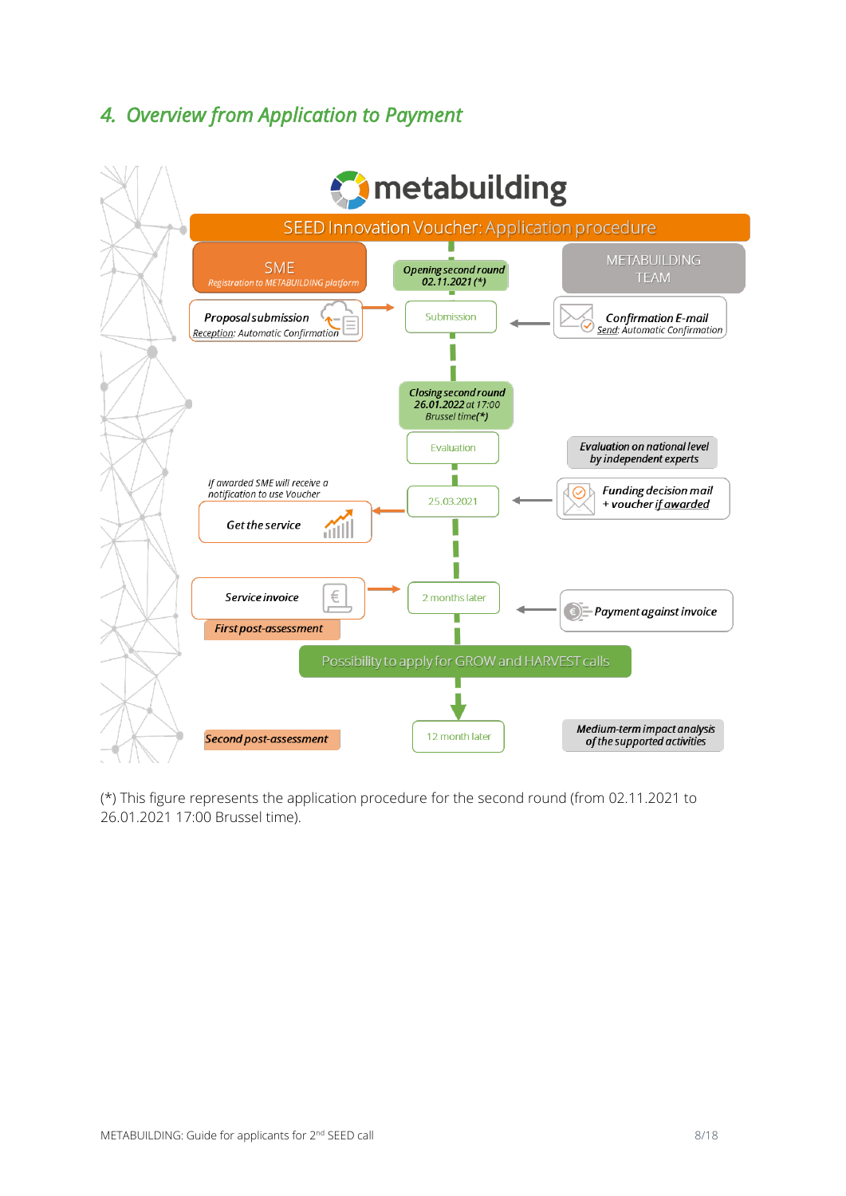## 4. Overview from Application to Payment

metabuilding

SEED Innovation Voucher: Application procedure

| SME | | METABUILDING TEAM |
|---|---|---|
| *Registration to METABUILDING platform* | *Opening second round 02.11.2021 (*)* | |
| *Proposal submission* — *Reception: Automatic Confirmation* | Submission | *Confirmation E-mail* — *Send: Automatic Confirmation* |
| | *Closing second round 26.01.2022 at 17:00 Brussel time(*)* | |
| | Evaluation | *Evaluation on national level by independent experts* |
| *If awarded SME will receive a notification to use Voucher* — *Get the service* | 25.03.2021 | *Funding decision mail + voucher if awarded* |
| *Service invoice* — *First post-assessment* | 2 months later | *Payment against invoice* |
| | Possibility to apply for GROW and HARVEST calls | |
| *Second post-assessment* | 12 month later | *Medium-term impact analysis of the supported activities* |

(*) This figure represents the application procedure for the second round (from 02.11.2021 to 26.01.2021 17:00 Brussel time).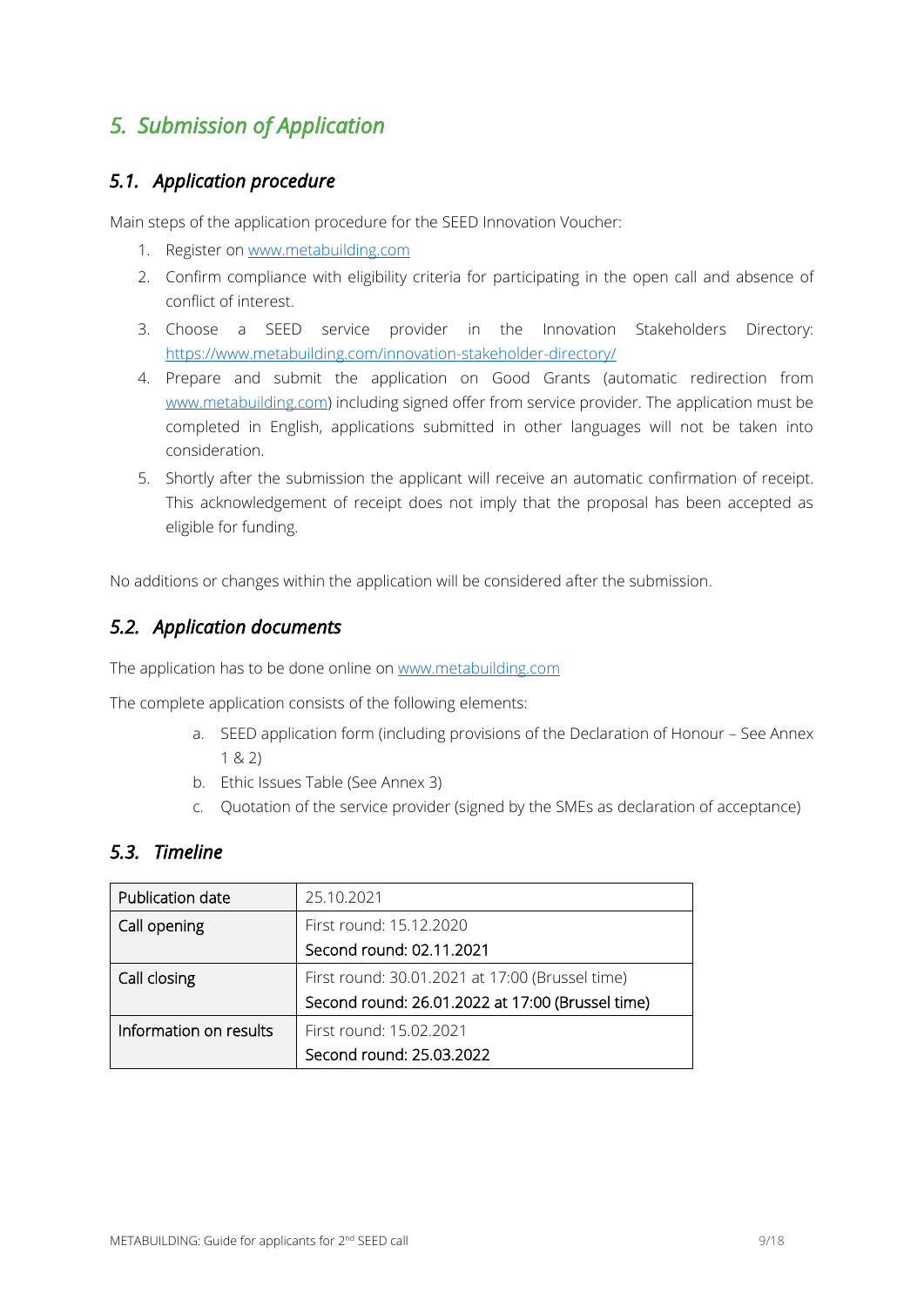# *5. Submission of Application*

## *5.1. Application procedure*

Main steps of the application procedure for the SEED Innovation Voucher:

1. Register on www.metabuilding.com
2. Confirm compliance with eligibility criteria for participating in the open call and absence of conflict of interest.
3. Choose a SEED service provider in the Innovation Stakeholders Directory: https://www.metabuilding.com/innovation-stakeholder-directory/
4. Prepare and submit the application on Good Grants (automatic redirection from www.metabuilding.com) including signed offer from service provider. The application must be completed in English, applications submitted in other languages will not be taken into consideration.
5. Shortly after the submission the applicant will receive an automatic confirmation of receipt. This acknowledgement of receipt does not imply that the proposal has been accepted as eligible for funding.

No additions or changes within the application will be considered after the submission.

## *5.2. Application documents*

The application has to be done online on www.metabuilding.com

The complete application consists of the following elements:

a. SEED application form (including provisions of the Declaration of Honour – See Annex 1 & 2)
b. Ethic Issues Table (See Annex 3)
c. Quotation of the service provider (signed by the SMEs as declaration of acceptance)

## *5.3. Timeline*

| | |
|---|---|
| Publication date | 25.10.2021 |
| Call opening | First round: 15.12.2020<br>Second round: 02.11.2021 |
| Call closing | First round: 30.01.2021 at 17:00 (Brussel time)<br>Second round: 26.01.2022 at 17:00 (Brussel time) |
| Information on results | First round: 15.02.2021<br>Second round: 25.03.2022 |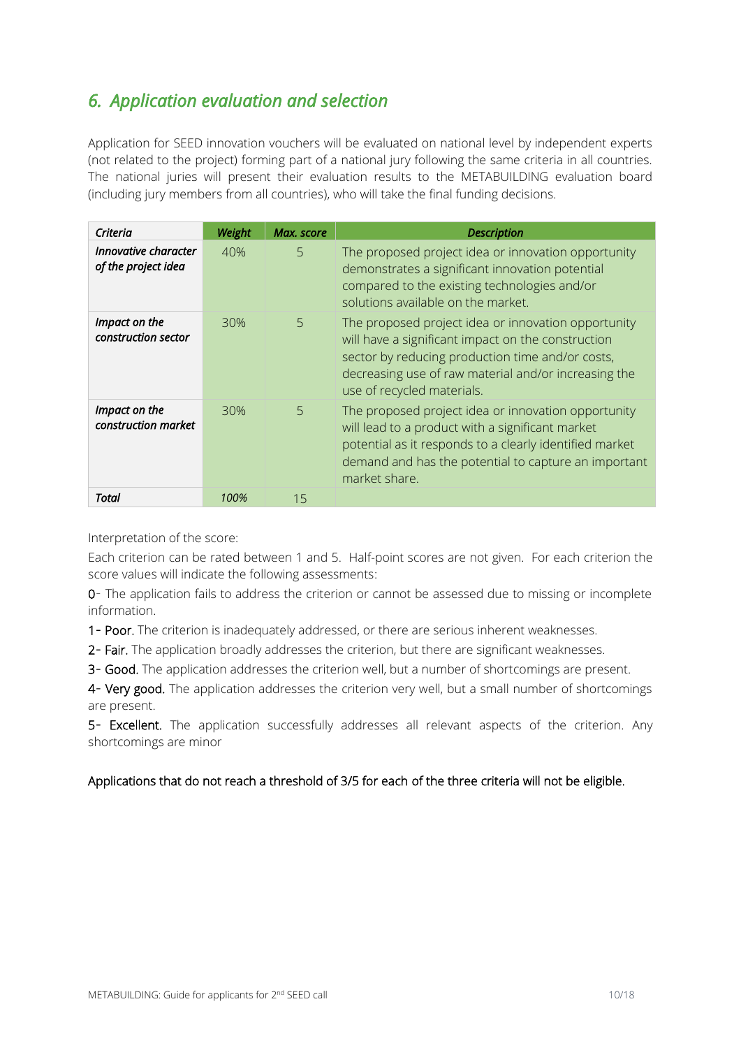## *6. Application evaluation and selection*

Application for SEED innovation vouchers will be evaluated on national level by independent experts (not related to the project) forming part of a national jury following the same criteria in all countries. The national juries will present their evaluation results to the METABUILDING evaluation board (including jury members from all countries), who will take the final funding decisions.

| *Criteria* | *Weight* | *Max. score* | *Description* |
|---|---|---|---|
| ***Innovative character of the project idea*** | 40% | 5 | The proposed project idea or innovation opportunity demonstrates a significant innovation potential compared to the existing technologies and/or solutions available on the market. |
| ***Impact on the construction sector*** | 30% | 5 | The proposed project idea or innovation opportunity will have a significant impact on the construction sector by reducing production time and/or costs, decreasing use of raw material and/or increasing the use of recycled materials. |
| ***Impact on the construction market*** | 30% | 5 | The proposed project idea or innovation opportunity will lead to a product with a significant market potential as it responds to a clearly identified market demand and has the potential to capture an important market share. |
| ***Total*** | *100%* | 15 | |

Interpretation of the score:

Each criterion can be rated between 1 and 5. Half-point scores are not given. For each criterion the score values will indicate the following assessments:

0- The application fails to address the criterion or cannot be assessed due to missing or incomplete information.

1- Poor. The criterion is inadequately addressed, or there are serious inherent weaknesses.

2- Fair. The application broadly addresses the criterion, but there are significant weaknesses.

3- Good. The application addresses the criterion well, but a number of shortcomings are present.

4- Very good. The application addresses the criterion very well, but a small number of shortcomings are present.

5- Excellent. The application successfully addresses all relevant aspects of the criterion. Any shortcomings are minor

Applications that do not reach a threshold of 3/5 for each of the three criteria will not be eligible.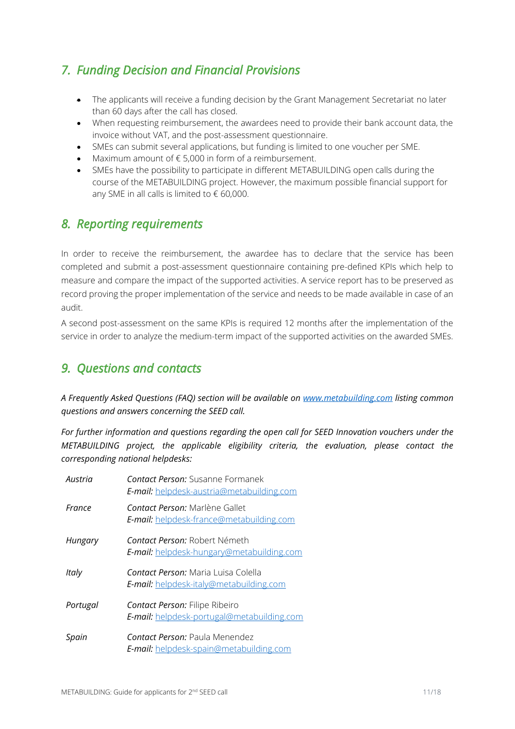## *7. Funding Decision and Financial Provisions*

- The applicants will receive a funding decision by the Grant Management Secretariat no later than 60 days after the call has closed.
- When requesting reimbursement, the awardees need to provide their bank account data, the invoice without VAT, and the post-assessment questionnaire.
- SMEs can submit several applications, but funding is limited to one voucher per SME.
- Maximum amount of € 5,000 in form of a reimbursement.
- SMEs have the possibility to participate in different METABUILDING open calls during the course of the METABUILDING project. However, the maximum possible financial support for any SME in all calls is limited to € 60,000.

## *8. Reporting requirements*

In order to receive the reimbursement, the awardee has to declare that the service has been completed and submit a post-assessment questionnaire containing pre-defined KPIs which help to measure and compare the impact of the supported activities. A service report has to be preserved as record proving the proper implementation of the service and needs to be made available in case of an audit.

A second post-assessment on the same KPIs is required 12 months after the implementation of the service in order to analyze the medium-term impact of the supported activities on the awarded SMEs.

## *9. Questions and contacts*

*A Frequently Asked Questions (FAQ) section will be available on [www.metabuilding.com](www.metabuilding.com) listing common questions and answers concerning the SEED call.*

*For further information and questions regarding the open call for SEED Innovation vouchers under the METABUILDING project, the applicable eligibility criteria, the evaluation, please contact the corresponding national helpdesks:*

| | |
|---|---|
| *Austria* | *Contact Person:* Susanne Formanek<br>*E-mail:* helpdesk-austria@metabuilding.com |
| *France* | *Contact Person:* Marlène Gallet<br>*E-mail:* helpdesk-france@metabuilding.com |
| *Hungary* | *Contact Person:* Robert Németh<br>*E-mail:* helpdesk-hungary@metabuilding.com |
| *Italy* | *Contact Person:* Maria Luisa Colella<br>*E-mail:* helpdesk-italy@metabuilding.com |
| *Portugal* | *Contact Person:* Filipe Ribeiro<br>*E-mail:* helpdesk-portugal@metabuilding.com |
| *Spain* | *Contact Person:* Paula Menendez<br>*E-mail:* helpdesk-spain@metabuilding.com |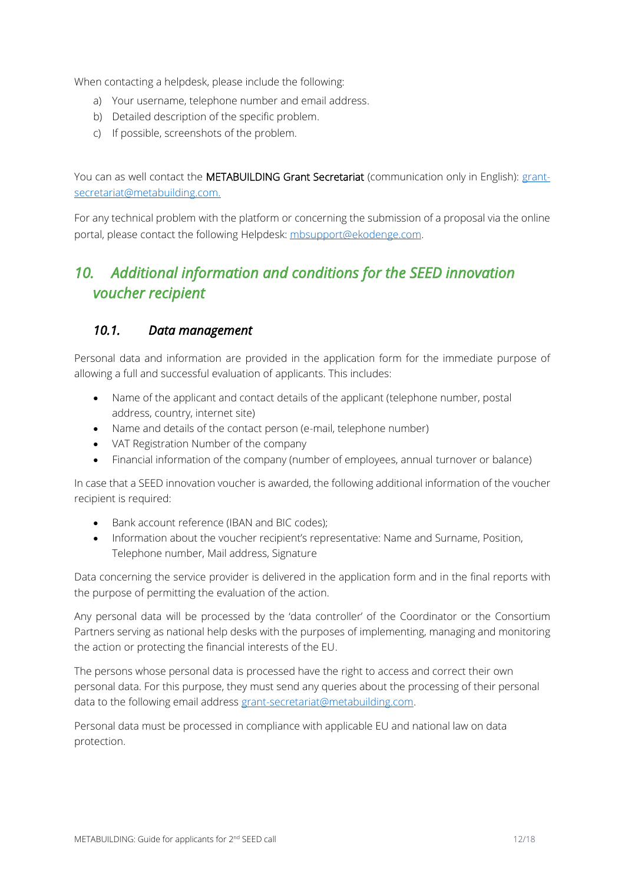When contacting a helpdesk, please include the following:

a) Your username, telephone number and email address.
b) Detailed description of the specific problem.
c) If possible, screenshots of the problem.

You can as well contact the **METABUILDING Grant Secretariat** (communication only in English): [grant-secretariat@metabuilding.com.](mailto:grant-secretariat@metabuilding.com)

For any technical problem with the platform or concerning the submission of a proposal via the online portal, please contact the following Helpdesk: [mbsupport@ekodenge.com](mailto:mbsupport@ekodenge.com).

## *10. Additional information and conditions for the SEED innovation voucher recipient*

### *10.1. Data management*

Personal data and information are provided in the application form for the immediate purpose of allowing a full and successful evaluation of applicants. This includes:

- Name of the applicant and contact details of the applicant (telephone number, postal address, country, internet site)
- Name and details of the contact person (e-mail, telephone number)
- VAT Registration Number of the company
- Financial information of the company (number of employees, annual turnover or balance)

In case that a SEED innovation voucher is awarded, the following additional information of the voucher recipient is required:

- Bank account reference (IBAN and BIC codes);
- Information about the voucher recipient's representative: Name and Surname, Position, Telephone number, Mail address, Signature

Data concerning the service provider is delivered in the application form and in the final reports with the purpose of permitting the evaluation of the action.

Any personal data will be processed by the 'data controller' of the Coordinator or the Consortium Partners serving as national help desks with the purposes of implementing, managing and monitoring the action or protecting the financial interests of the EU.

The persons whose personal data is processed have the right to access and correct their own personal data. For this purpose, they must send any queries about the processing of their personal data to the following email address [grant-secretariat@metabuilding.com](mailto:grant-secretariat@metabuilding.com).

Personal data must be processed in compliance with applicable EU and national law on data protection.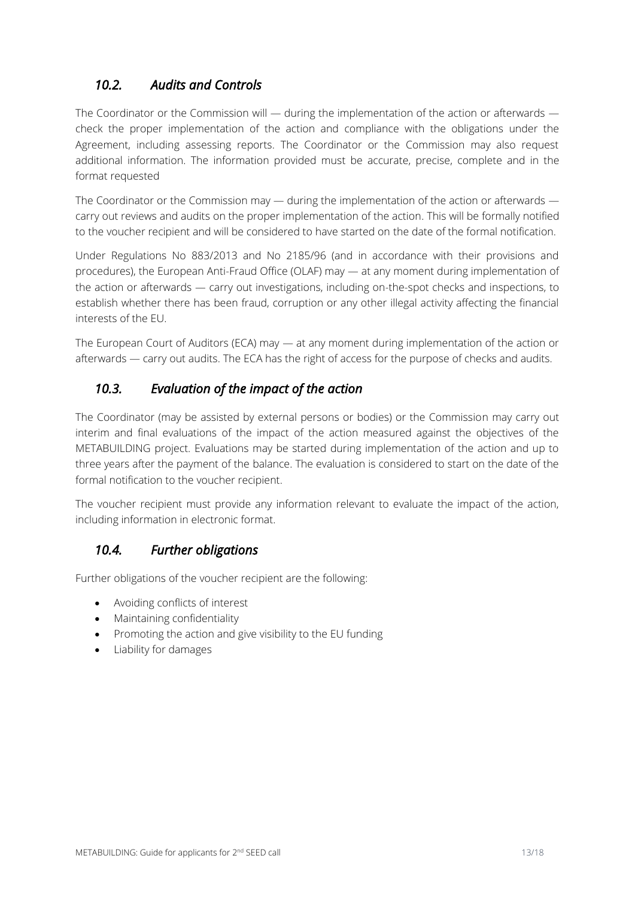### *10.2. Audits and Controls*

The Coordinator or the Commission will — during the implementation of the action or afterwards — check the proper implementation of the action and compliance with the obligations under the Agreement, including assessing reports. The Coordinator or the Commission may also request additional information. The information provided must be accurate, precise, complete and in the format requested

The Coordinator or the Commission may — during the implementation of the action or afterwards — carry out reviews and audits on the proper implementation of the action. This will be formally notified to the voucher recipient and will be considered to have started on the date of the formal notification.

Under Regulations No 883/2013 and No 2185/96 (and in accordance with their provisions and procedures), the European Anti-Fraud Office (OLAF) may — at any moment during implementation of the action or afterwards — carry out investigations, including on-the-spot checks and inspections, to establish whether there has been fraud, corruption or any other illegal activity affecting the financial interests of the EU.

The European Court of Auditors (ECA) may — at any moment during implementation of the action or afterwards — carry out audits. The ECA has the right of access for the purpose of checks and audits.

### *10.3. Evaluation of the impact of the action*

The Coordinator (may be assisted by external persons or bodies) or the Commission may carry out interim and final evaluations of the impact of the action measured against the objectives of the METABUILDING project. Evaluations may be started during implementation of the action and up to three years after the payment of the balance. The evaluation is considered to start on the date of the formal notification to the voucher recipient.

The voucher recipient must provide any information relevant to evaluate the impact of the action, including information in electronic format.

### *10.4. Further obligations*

Further obligations of the voucher recipient are the following:

- Avoiding conflicts of interest
- Maintaining confidentiality
- Promoting the action and give visibility to the EU funding
- Liability for damages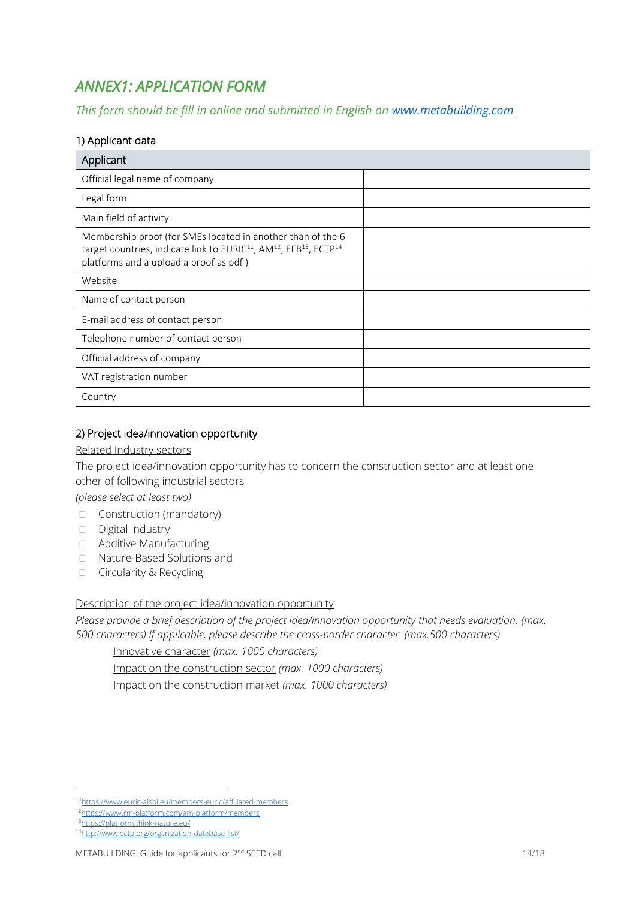# *ANNEX1: APPLICATION FORM*

*This form should be fill in online and submitted in English on [www.metabuilding.com](www.metabuilding.com)*

## 1) Applicant data

| Applicant | |
|---|---|
| Official legal name of company | |
| Legal form | |
| Main field of activity | |
| Membership proof (for SMEs located in another than of the 6 target countries, indicate link to EURIC[11], AM[12], EFB[13], ECTP[14] platforms and a upload a proof as pdf ) | |
| Website | |
| Name of contact person | |
| E-mail address of contact person | |
| Telephone number of contact person | |
| Official address of company | |
| VAT registration number | |
| Country | |

## 2) Project idea/innovation opportunity

Related Industry sectors

The project idea/innovation opportunity has to concern the construction sector and at least one other of following industrial sectors

*(please select at least two)*

- ☐ Construction (mandatory)
- ☐ Digital Industry
- ☐ Additive Manufacturing
- ☐ Nature-Based Solutions and
- ☐ Circularity & Recycling

Description of the project idea/innovation opportunity

*Please provide a brief description of the project idea/innovation opportunity that needs evaluation. (max. 500 characters) If applicable, please describe the cross-border character. (max.500 characters)*

Innovative character *(max. 1000 characters)*

Impact on the construction sector *(max. 1000 characters)*

Impact on the construction market *(max. 1000 characters)*

---

[11] https://www.euric-aisbl.eu/members-euric/affiliated-members

[12] https://www.rm-platform.com/am-platform/members

[13] https://platform.think-nature.eu/

[14] http://www.ectp.org/organization-database-list/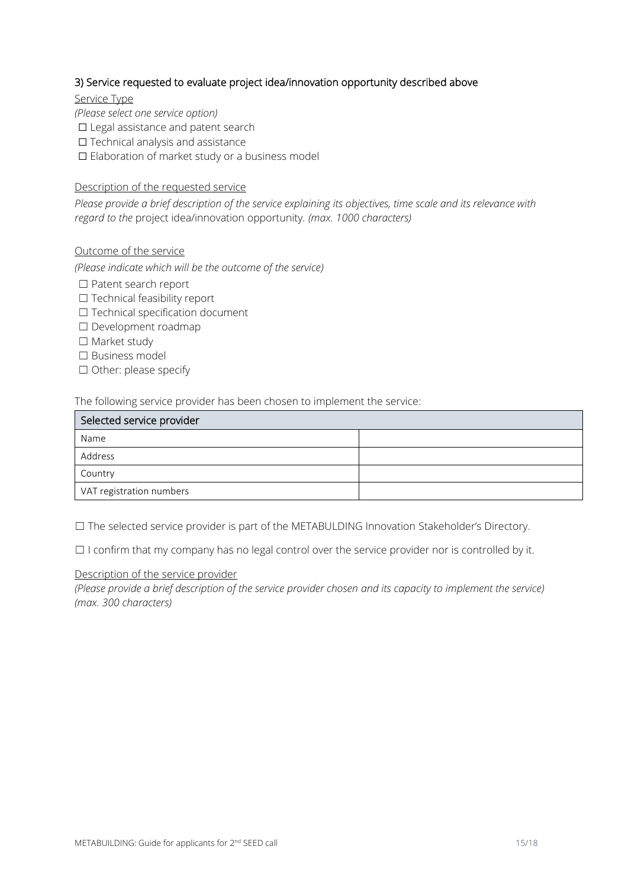### 3) Service requested to evaluate project idea/innovation opportunity described above

Service Type

*(Please select one service option)*

- ☐ Legal assistance and patent search
- ☐ Technical analysis and assistance
- ☐ Elaboration of market study or a business model

Description of the requested service

*Please provide a brief description of the service explaining its objectives, time scale and its relevance with regard to the* project idea/innovation opportunity. *(max. 1000 characters)*

Outcome of the service

*(Please indicate which will be the outcome of the service)*

- ☐ Patent search report
- ☐ Technical feasibility report
- ☐ Technical specification document
- ☐ Development roadmap
- ☐ Market study
- ☐ Business model
- ☐ Other: please specify

The following service provider has been chosen to implement the service:

| Selected service provider | |
|---|---|
| Name | |
| Address | |
| Country | |
| VAT registration numbers | |

☐ The selected service provider is part of the METABULDING Innovation Stakeholder's Directory.

☐ I confirm that my company has no legal control over the service provider nor is controlled by it.

Description of the service provider

*(Please provide a brief description of the service provider chosen and its capacity to implement the service) (max. 300 characters)*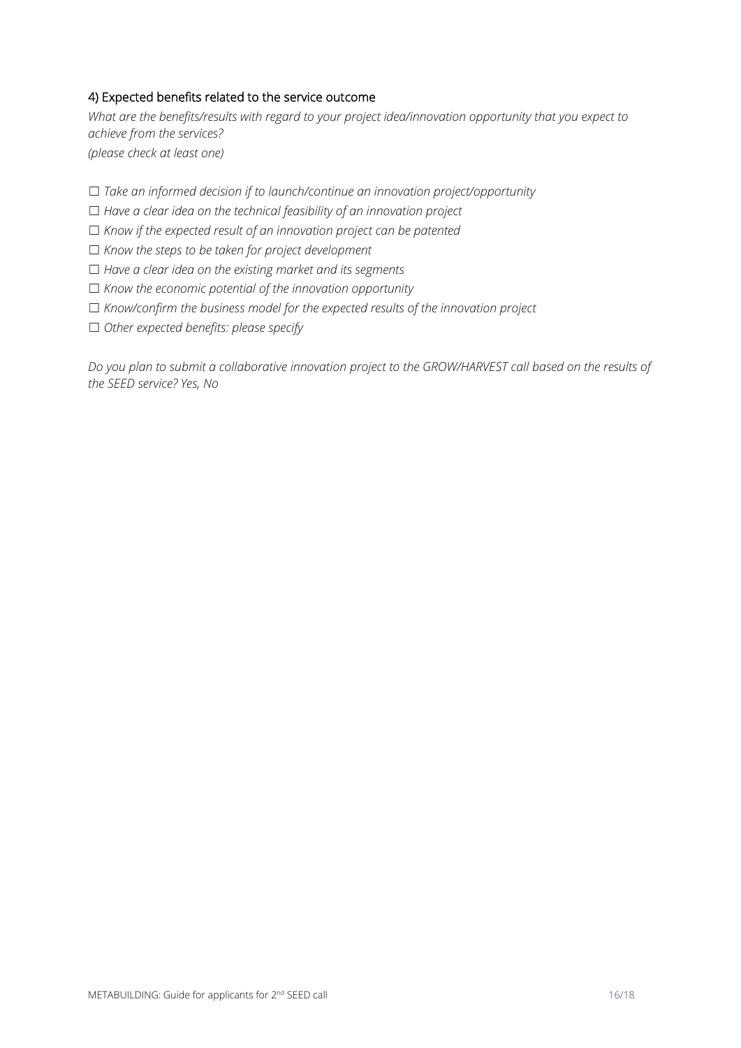### 4) Expected benefits related to the service outcome

*What are the benefits/results with regard to your project idea/innovation opportunity that you expect to achieve from the services?*
*(please check at least one)*

☐ *Take an informed decision if to launch/continue an innovation project/opportunity*
☐ *Have a clear idea on the technical feasibility of an innovation project*
☐ *Know if the expected result of an innovation project can be patented*
☐ *Know the steps to be taken for project development*
☐ *Have a clear idea on the existing market and its segments*
☐ *Know the economic potential of the innovation opportunity*
☐ *Know/confirm the business model for the expected results of the innovation project*
☐ *Other expected benefits: please specify*

*Do you plan to submit a collaborative innovation project to the GROW/HARVEST call based on the results of the SEED service? Yes, No*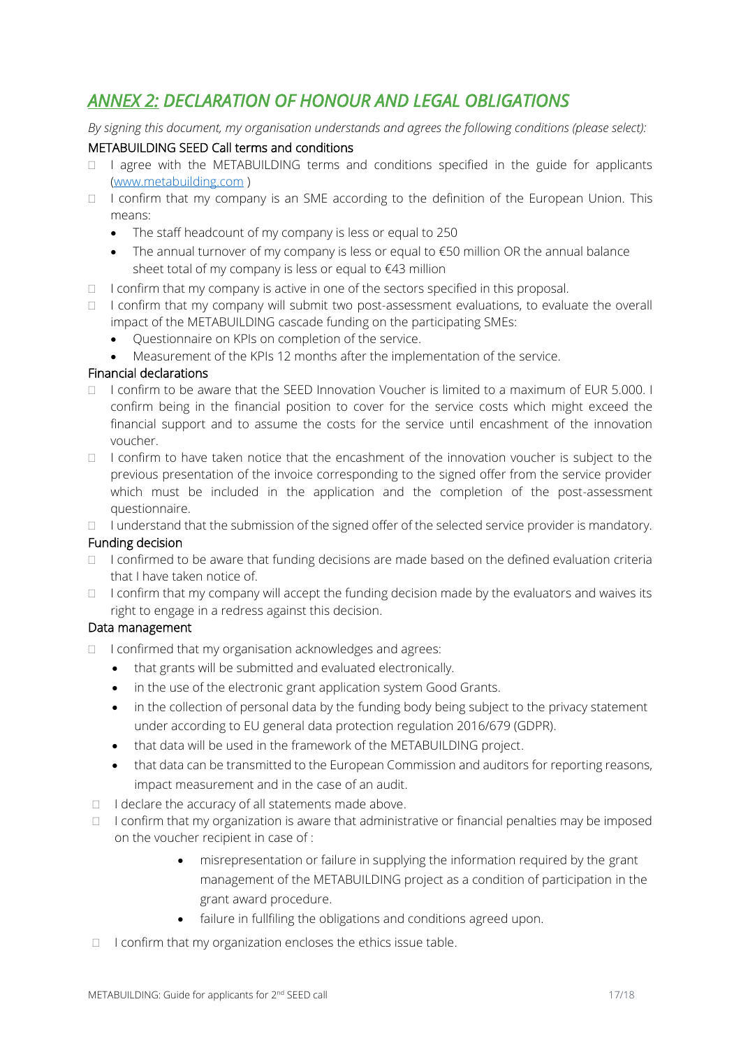# *ANNEX 2: DECLARATION OF HONOUR AND LEGAL OBLIGATIONS*

*By signing this document, my organisation understands and agrees the following conditions (please select):*

METABUILDING SEED Call terms and conditions

- ☐ I agree with the METABUILDING terms and conditions specified in the guide for applicants (www.metabuilding.com )
- ☐ I confirm that my company is an SME according to the definition of the European Union. This means:
  - The staff headcount of my company is less or equal to 250
  - The annual turnover of my company is less or equal to €50 million OR the annual balance sheet total of my company is less or equal to €43 million
- ☐ I confirm that my company is active in one of the sectors specified in this proposal.
- ☐ I confirm that my company will submit two post-assessment evaluations, to evaluate the overall impact of the METABUILDING cascade funding on the participating SMEs:
  - Questionnaire on KPIs on completion of the service.
  - Measurement of the KPIs 12 months after the implementation of the service.

Financial declarations

- ☐ I confirm to be aware that the SEED Innovation Voucher is limited to a maximum of EUR 5.000. I confirm being in the financial position to cover for the service costs which might exceed the financial support and to assume the costs for the service until encashment of the innovation voucher.
- ☐ I confirm to have taken notice that the encashment of the innovation voucher is subject to the previous presentation of the invoice corresponding to the signed offer from the service provider which must be included in the application and the completion of the post-assessment questionnaire.
- ☐ I understand that the submission of the signed offer of the selected service provider is mandatory.

Funding decision

- ☐ I confirmed to be aware that funding decisions are made based on the defined evaluation criteria that I have taken notice of.
- ☐ I confirm that my company will accept the funding decision made by the evaluators and waives its right to engage in a redress against this decision.

Data management

- ☐ I confirmed that my organisation acknowledges and agrees:
  - that grants will be submitted and evaluated electronically.
  - in the use of the electronic grant application system Good Grants.
  - in the collection of personal data by the funding body being subject to the privacy statement under according to EU general data protection regulation 2016/679 (GDPR).
  - that data will be used in the framework of the METABUILDING project.
  - that data can be transmitted to the European Commission and auditors for reporting reasons, impact measurement and in the case of an audit.
- ☐ I declare the accuracy of all statements made above.
- ☐ I confirm that my organization is aware that administrative or financial penalties may be imposed on the voucher recipient in case of :
  - misrepresentation or failure in supplying the information required by the grant management of the METABUILDING project as a condition of participation in the grant award procedure.
  - failure in fullfiling the obligations and conditions agreed upon.
- ☐ I confirm that my organization encloses the ethics issue table.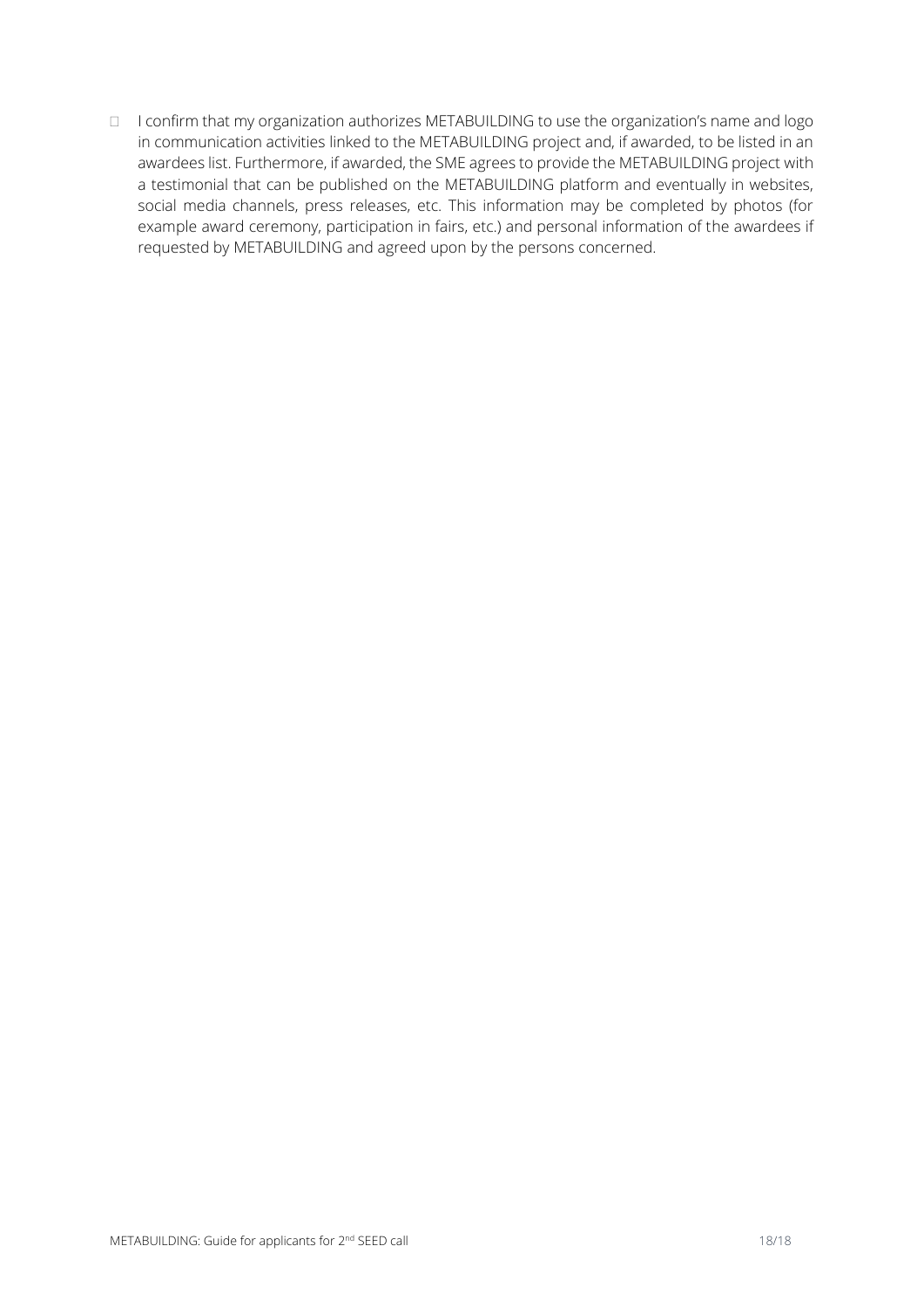- ☐ I confirm that my organization authorizes METABUILDING to use the organization's name and logo in communication activities linked to the METABUILDING project and, if awarded, to be listed in an awardees list. Furthermore, if awarded, the SME agrees to provide the METABUILDING project with a testimonial that can be published on the METABUILDING platform and eventually in websites, social media channels, press releases, etc. This information may be completed by photos (for example award ceremony, participation in fairs, etc.) and personal information of the awardees if requested by METABUILDING and agreed upon by the persons concerned.